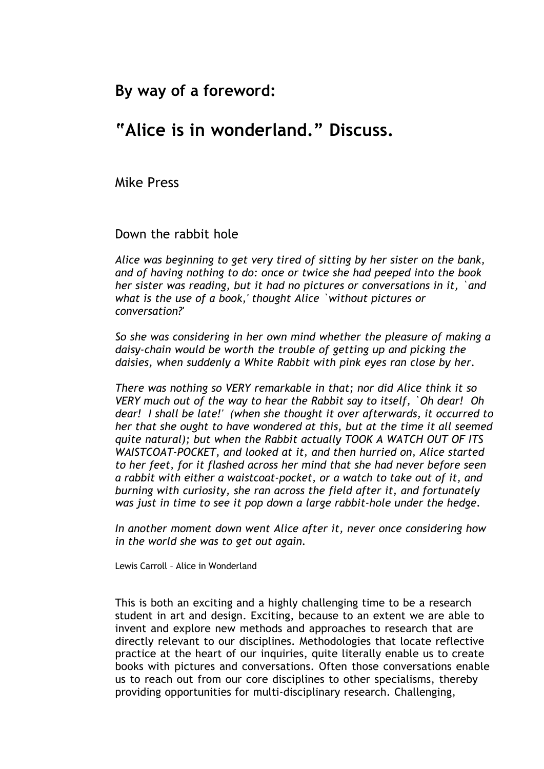## By way of a foreword:

# "Alice is in wonderland." Discuss.

Mike Press

### Down the rabbit hole

*Alice was beginning to get very tired of sitting by her sister on the bank, and of having nothing to do: once or twice she had peeped into the book her sister was reading, but it had no pictures or conversations in it, `and what is the use of a book,' thought Alice `without pictures or conversation?'*

*So she was considering in her own mind whether the pleasure of making a daisy-chain would be worth the trouble of getting up and picking the daisies, when suddenly a White Rabbit with pink eyes ran close by her.*

*There was nothing so VERY remarkable in that; nor did Alice think it so VERY much out of the way to hear the Rabbit say to itself, `Oh dear! Oh dear! I shall be late!' (when she thought it over afterwards, it occurred to her that she ought to have wondered at this, but at the time it all seemed quite natural); but when the Rabbit actually TOOK A WATCH OUT OF ITS WAISTCOAT-POCKET, and looked at it, and then hurried on, Alice started to her feet, for it flashed across her mind that she had never before seen a rabbit with either a waistcoat-pocket, or a watch to take out of it, and burning with curiosity, she ran across the field after it, and fortunately was just in time to see it pop down a large rabbit-hole under the hedge.*

*In another moment down went Alice after it, never once considering how in the world she was to get out again.*

Lewis Carroll – Alice in Wonderland

This is both an exciting and a highly challenging time to be a research student in art and design. Exciting, because to an extent we are able to invent and explore new methods and approaches to research that are directly relevant to our disciplines. Methodologies that locate reflective practice at the heart of our inquiries, quite literally enable us to create books with pictures and conversations. Often those conversations enable us to reach out from our core disciplines to other specialisms, thereby providing opportunities for multi-disciplinary research. Challenging,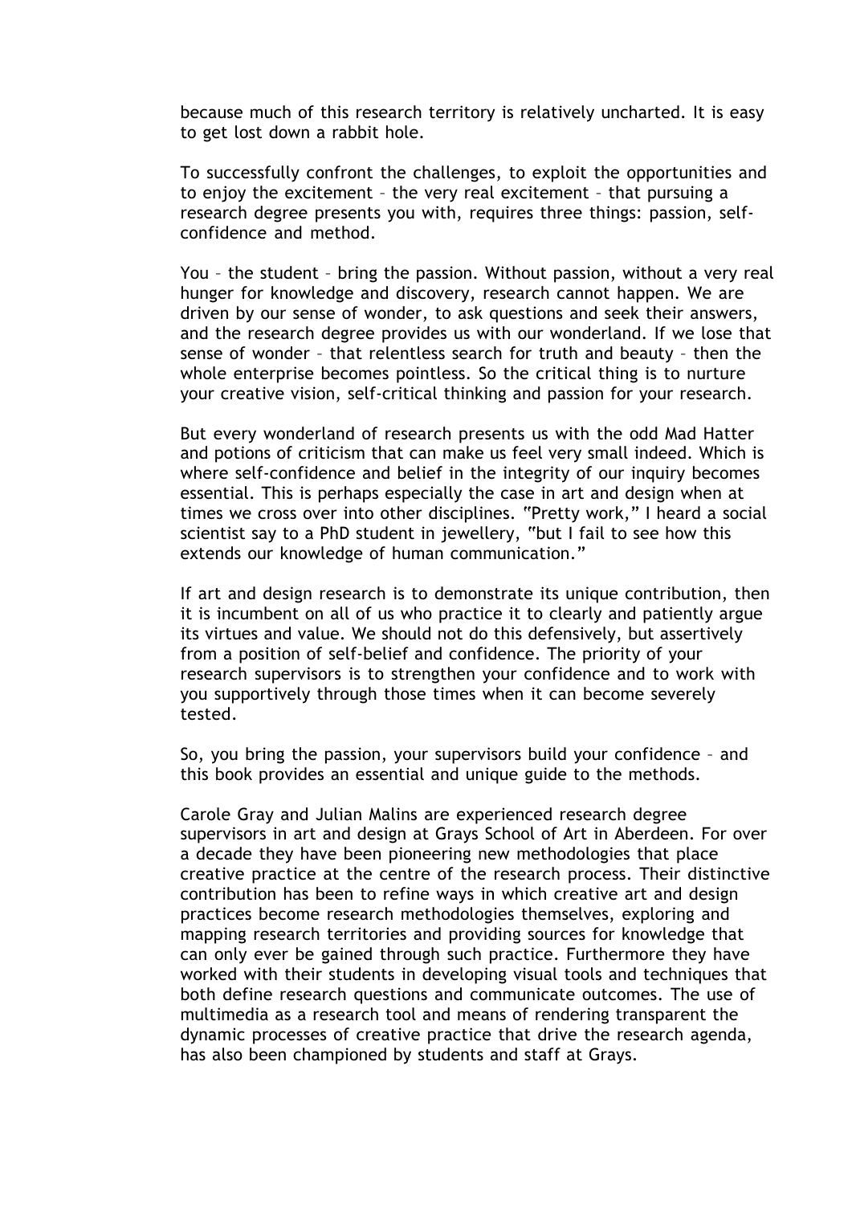because much of this research territory is relatively uncharted. It is easy to get lost down a rabbit hole.

To successfully confront the challenges, to exploit the opportunities and to enjoy the excitement – the very real excitement – that pursuing a research degree presents you with, requires three things: passion, self-confidence and method.

You – the student – bring the passion. Without passion, without a very real hunger for knowledge and discovery, research cannot happen. We are driven by our sense of wonder, to ask questions and seek their answers, and the research degree provides us with our wonderland. If we lose that sense of wonder – that relentless search for truth and beauty – then the whole enterprise becomes pointless. So the critical thing is to nurture your creative vision, self-critical thinking and passion for your research.

But every wonderland of research presents us with the odd Mad Hatter and potions of criticism that can make us feel very small indeed. Which is where self-confidence and belief in the integrity of our inquiry becomes essential. This is perhaps especially the case in art and design when at times we cross over into other disciplines. "Pretty work," I heard a social scientist say to a PhD student in jewellery, "but I fail to see how this extends our knowledge of human communication."

If art and design research is to demonstrate its unique contribution, then it is incumbent on all of us who practice it to clearly and patiently argue its virtues and value. We should not do this defensively, but assertively from a position of self-belief and confidence. The priority of your research supervisors is to strengthen your confidence and to work with you supportively through those times when it can become severely tested.

So, you bring the passion, your supervisors build your confidence – and this book provides an essential and unique guide to the methods.

Carole Gray and Julian Malins are experienced research degree supervisors in art and design at Grays School of Art in Aberdeen. For over a decade they have been pioneering new methodologies that place creative practice at the centre of the research process. Their distinctive contribution has been to refine ways in which creative art and design practices become research methodologies themselves, exploring and mapping research territories and providing sources for knowledge that can only ever be gained through such practice. Furthermore they have worked with their students in developing visual tools and techniques that both define research questions and communicate outcomes. The use of multimedia as a research tool and means of rendering transparent the dynamic processes of creative practice that drive the research agenda, has also been championed by students and staff at Grays.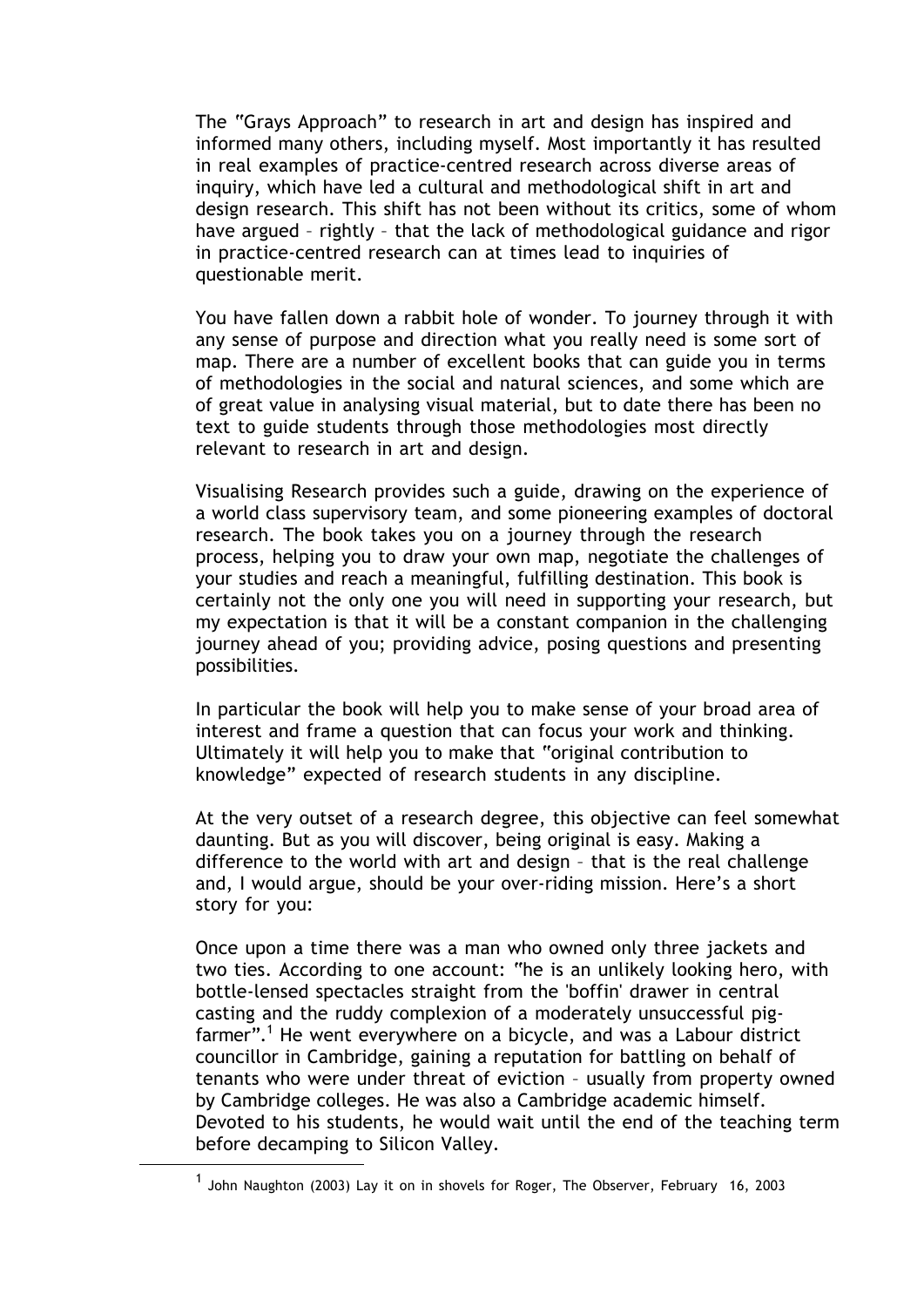The "Grays Approach" to research in art and design has inspired and informed many others, including myself. Most importantly it has resulted in real examples of practice-centred research across diverse areas of inquiry, which have led a cultural and methodological shift in art and design research. This shift has not been without its critics, some of whom have argued – rightly – that the lack of methodological guidance and rigor in practice-centred research can at times lead to inquiries of questionable merit.

You have fallen down a rabbit hole of wonder. To journey through it with any sense of purpose and direction what you really need is some sort of map. There are a number of excellent books that can guide you in terms of methodologies in the social and natural sciences, and some which are of great value in analysing visual material, but to date there has been no text to guide students through those methodologies most directly relevant to research in art and design.

Visualising Research provides such a guide, drawing on the experience of a world class supervisory team, and some pioneering examples of doctoral research. The book takes you on a journey through the research process, helping you to draw your own map, negotiate the challenges of your studies and reach a meaningful, fulfilling destination. This book is certainly not the only one you will need in supporting your research, but my expectation is that it will be a constant companion in the challenging journey ahead of you; providing advice, posing questions and presenting possibilities.

In particular the book will help you to make sense of your broad area of interest and frame a question that can focus your work and thinking. Ultimately it will help you to make that "original contribution to knowledge" expected of research students in any discipline.

At the very outset of a research degree, this objective can feel somewhat daunting. But as you will discover, being original is easy. Making a difference to the world with art and design – that is the real challenge and, I would argue, should be your over-riding mission. Here's a short story for you:

Once upon a time there was a man who owned only three jackets and two ties. According to one account: "he is an unlikely looking hero, with bottle-lensed spectacles straight from the 'boffin' drawer in central casting and the ruddy complexion of a moderately unsuccessful pig-farmer".[1] He went everywhere on a bicycle, and was a Labour district councillor in Cambridge, gaining a reputation for battling on behalf of tenants who were under threat of eviction – usually from property owned by Cambridge colleges. He was also a Cambridge academic himself. Devoted to his students, he would wait until the end of the teaching term before decamping to Silicon Valley.

[1] John Naughton (2003) Lay it on in shovels for Roger, The Observer, February 16, 2003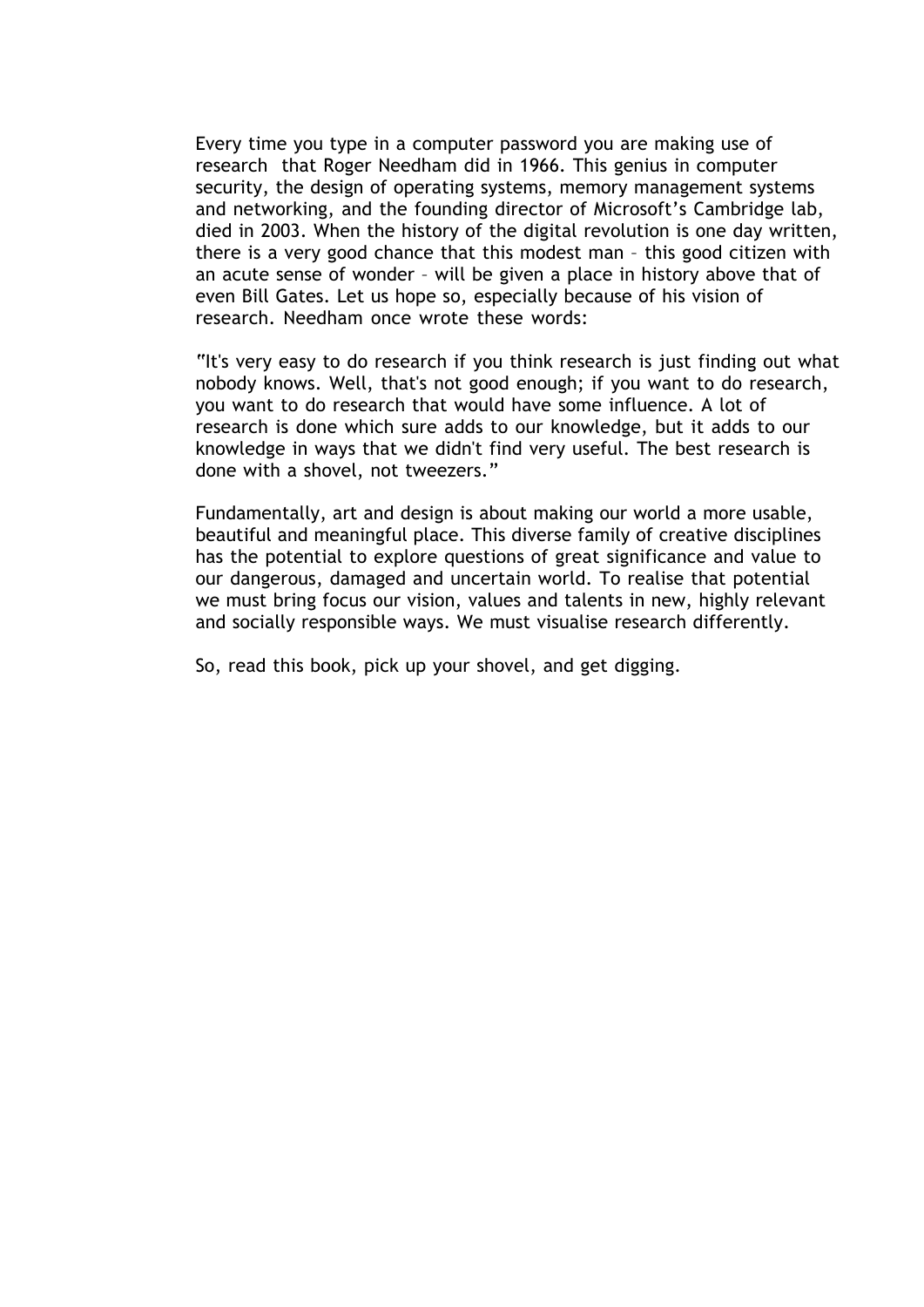Every time you type in a computer password you are making use of research that Roger Needham did in 1966. This genius in computer security, the design of operating systems, memory management systems and networking, and the founding director of Microsoft's Cambridge lab, died in 2003. When the history of the digital revolution is one day written, there is a very good chance that this modest man – this good citizen with an acute sense of wonder – will be given a place in history above that of even Bill Gates. Let us hope so, especially because of his vision of research. Needham once wrote these words:

"It's very easy to do research if you think research is just finding out what nobody knows. Well, that's not good enough; if you want to do research, you want to do research that would have some influence. A lot of research is done which sure adds to our knowledge, but it adds to our knowledge in ways that we didn't find very useful. The best research is done with a shovel, not tweezers."

Fundamentally, art and design is about making our world a more usable, beautiful and meaningful place. This diverse family of creative disciplines has the potential to explore questions of great significance and value to our dangerous, damaged and uncertain world. To realise that potential we must bring focus our vision, values and talents in new, highly relevant and socially responsible ways. We must visualise research differently.

So, read this book, pick up your shovel, and get digging.